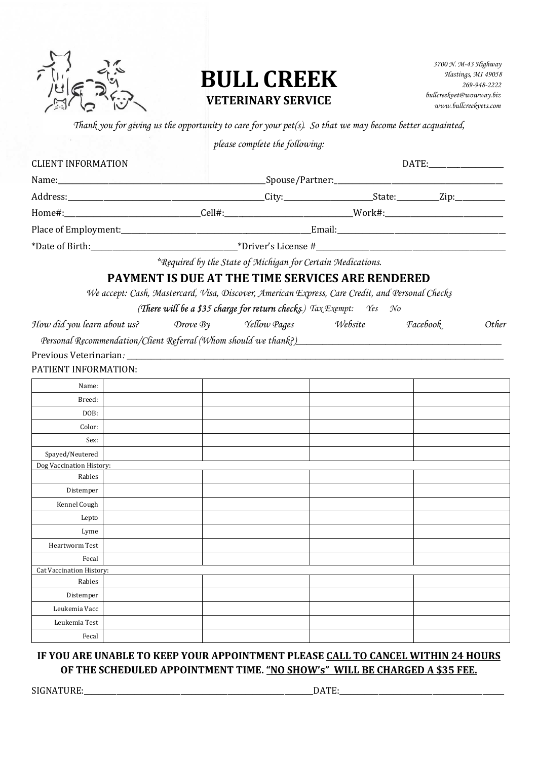# BULL CREEK

## VETERINARY SERVICE

*3700 N. M-43 Highway*
*Hastings, MI 49058*
*269-948-2222*
*bullcreekvet@wowway.biz*
*www.bullcreekvets.com*

*Thank you for giving us the opportunity to care for your pet(s). So that we may become better acquainted, please complete the following:*

CLIENT INFORMATION DATE:____________________

Name:__________________________________________________Spouse/Partner:_____________________________________________

Address:_______________________________________________City:_______________________State:__________Zip:_____________

Home#:_________________________________Cell#:_______________________________Work#:______________________________

Place of Employment:_______________________________________________Email:_____________________________________________

*Date of Birth:____________________________________*Driver's License #__________________________________________________

*\*Required by the State of Michigan for Certain Medications.*

## PAYMENT IS DUE AT THE TIME SERVICES ARE RENDERED

*We accept: Cash, Mastercard, Visa, Discover, American Express, Care Credit, and Personal Checks*

*(**There will be a $35 charge for return checks**.) Tax Exempt: Yes No*

*How did you learn about us? Drove By Yellow Pages Website Facebook Other*

*Personal Recommendation/Client Referral (Whom should we thank?)*_____________________________________________________

Previous Veterinarian: ________________________________________________________________________________________________

PATIENT INFORMATION:

| | | | | |
|---|---|---|---|---|
| Name: | | | | |
| Breed: | | | | |
| DOB: | | | | |
| Color: | | | | |
| Sex: | | | | |
| Spayed/Neutered | | | | |
| Dog Vaccination History: | | | | |
| Rabies | | | | |
| Distemper | | | | |
| Kennel Cough | | | | |
| Lepto | | | | |
| Lyme | | | | |
| Heartworm Test | | | | |
| Fecal | | | | |
| Cat Vaccination History: | | | | |
| Rabies | | | | |
| Distemper | | | | |
| Leukemia Vacc | | | | |
| Leukemia Test | | | | |
| Fecal | | | | |

**IF YOU ARE UNABLE TO KEEP YOUR APPOINTMENT PLEASE <u>CALL TO CANCEL WITHIN 24 HOURS</u> OF THE SCHEDULED APPOINTMENT TIME. <u>"NO SHOW's" WILL BE CHARGED A $35 FEE.</u>**

SIGNATURE:___________________________________________________________DATE:________________________________________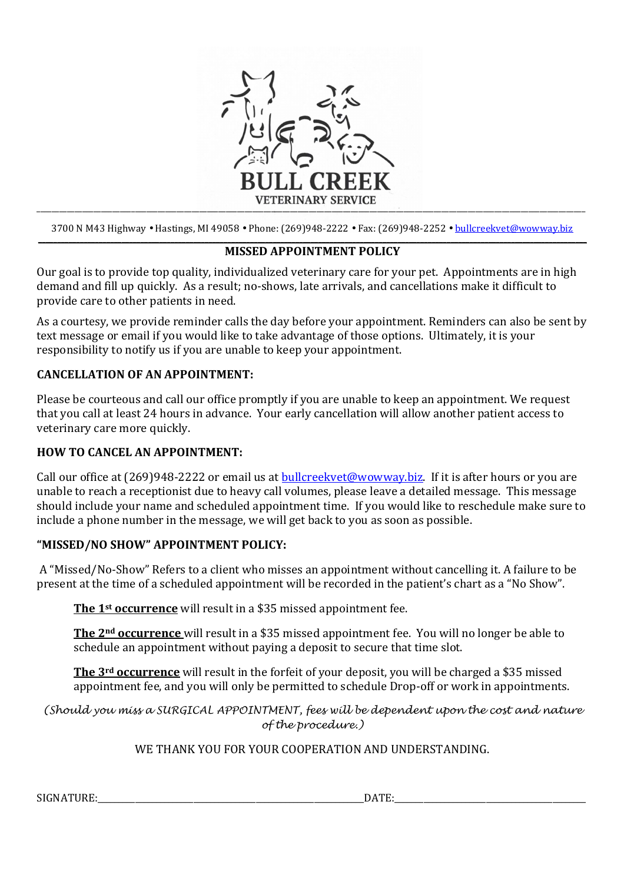BULL CREEK
VETERINARY SERVICE

3700 N M43 Highway • Hastings, MI 49058 • Phone: (269)948-2222 • Fax: (269)948-2252 • bullcreekvet@wowway.biz

## MISSED APPOINTMENT POLICY

Our goal is to provide top quality, individualized veterinary care for your pet. Appointments are in high demand and fill up quickly. As a result; no-shows, late arrivals, and cancellations make it difficult to provide care to other patients in need.

As a courtesy, we provide reminder calls the day before your appointment. Reminders can also be sent by text message or email if you would like to take advantage of those options. Ultimately, it is your responsibility to notify us if you are unable to keep your appointment.

### CANCELLATION OF AN APPOINTMENT:

Please be courteous and call our office promptly if you are unable to keep an appointment. We request that you call at least 24 hours in advance. Your early cancellation will allow another patient access to veterinary care more quickly.

### HOW TO CANCEL AN APPOINTMENT:

Call our office at (269)948-2222 or email us at bullcreekvet@wowway.biz. If it is after hours or you are unable to reach a receptionist due to heavy call volumes, please leave a detailed message. This message should include your name and scheduled appointment time. If you would like to reschedule make sure to include a phone number in the message, we will get back to you as soon as possible.

### "MISSED/NO SHOW" APPOINTMENT POLICY:

A "Missed/No-Show" Refers to a client who misses an appointment without cancelling it. A failure to be present at the time of a scheduled appointment will be recorded in the patient's chart as a "No Show".

**The 1st occurrence** will result in a $35 missed appointment fee.

**The 2nd occurrence** will result in a $35 missed appointment fee. You will no longer be able to schedule an appointment without paying a deposit to secure that time slot.

**The 3rd occurrence** will result in the forfeit of your deposit, you will be charged a $35 missed appointment fee, and you will only be permitted to schedule Drop-off or work in appointments.

*(Should you miss a SURGICAL APPOINTMENT, fees will be dependent upon the cost and nature of the procedure.)*

WE THANK YOU FOR YOUR COOPERATION AND UNDERSTANDING.

SIGNATURE:______________________________ DATE:____________________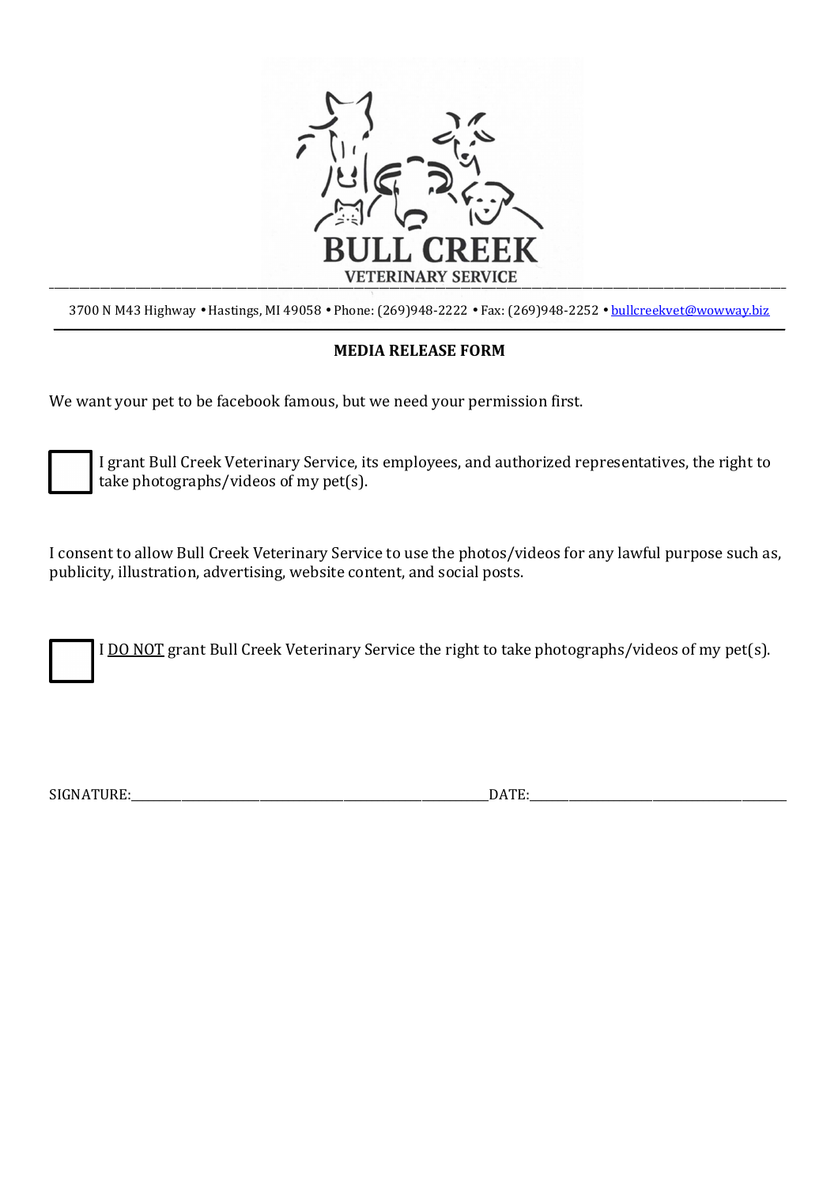BULL CREEK
VETERINARY SERVICE

3700 N M43 Highway • Hastings, MI 49058 • Phone: (269)948-2222 • Fax: (269)948-2252 • bullcreekvet@wowway.biz

## MEDIA RELEASE FORM

We want your pet to be facebook famous, but we need your permission first.

☐ I grant Bull Creek Veterinary Service, its employees, and authorized representatives, the right to take photographs/videos of my pet(s).

I consent to allow Bull Creek Veterinary Service to use the photos/videos for any lawful purpose such as, publicity, illustration, advertising, website content, and social posts.

☐ I DO NOT grant Bull Creek Veterinary Service the right to take photographs/videos of my pet(s).

SIGNATURE:______________________________________________ DATE:______________________________